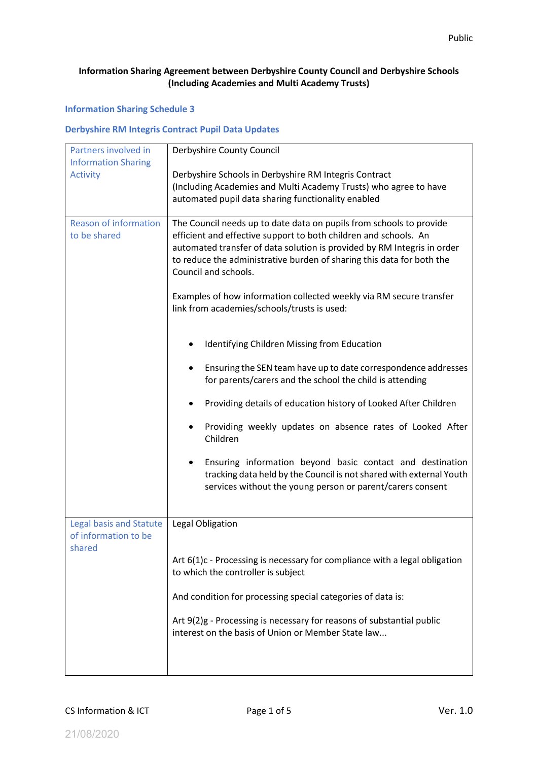**Information Sharing Agreement between Derbyshire County Council and Derbyshire Schools (Including Academies and Multi Academy Trusts)**

## Information Sharing Schedule 3

## Derbyshire RM Integris Contract Pupil Data Updates

| Partners involved in Information Sharing Activity | Derbyshire County Council<br><br>Derbyshire Schools in Derbyshire RM Integris Contract (Including Academies and Multi Academy Trusts) who agree to have automated pupil data sharing functionality enabled |
|---|---|
| Reason of information to be shared | The Council needs up to date data on pupils from schools to provide efficient and effective support to both children and schools. An automated transfer of data solution is provided by RM Integris in order to reduce the administrative burden of sharing this data for both the Council and schools.<br><br>Examples of how information collected weekly via RM secure transfer link from academies/schools/trusts is used:<br><br>• Identifying Children Missing from Education<br>• Ensuring the SEN team have up to date correspondence addresses for parents/carers and the school the child is attending<br>• Providing details of education history of Looked After Children<br>• Providing weekly updates on absence rates of Looked After Children<br>• Ensuring information beyond basic contact and destination tracking data held by the Council is not shared with external Youth services without the young person or parent/carers consent |
| Legal basis and Statute of information to be shared | Legal Obligation<br><br>Art 6(1)c - Processing is necessary for compliance with a legal obligation to which the controller is subject<br><br>And condition for processing special categories of data is:<br><br>Art 9(2)g - Processing is necessary for reasons of substantial public interest on the basis of Union or Member State law... |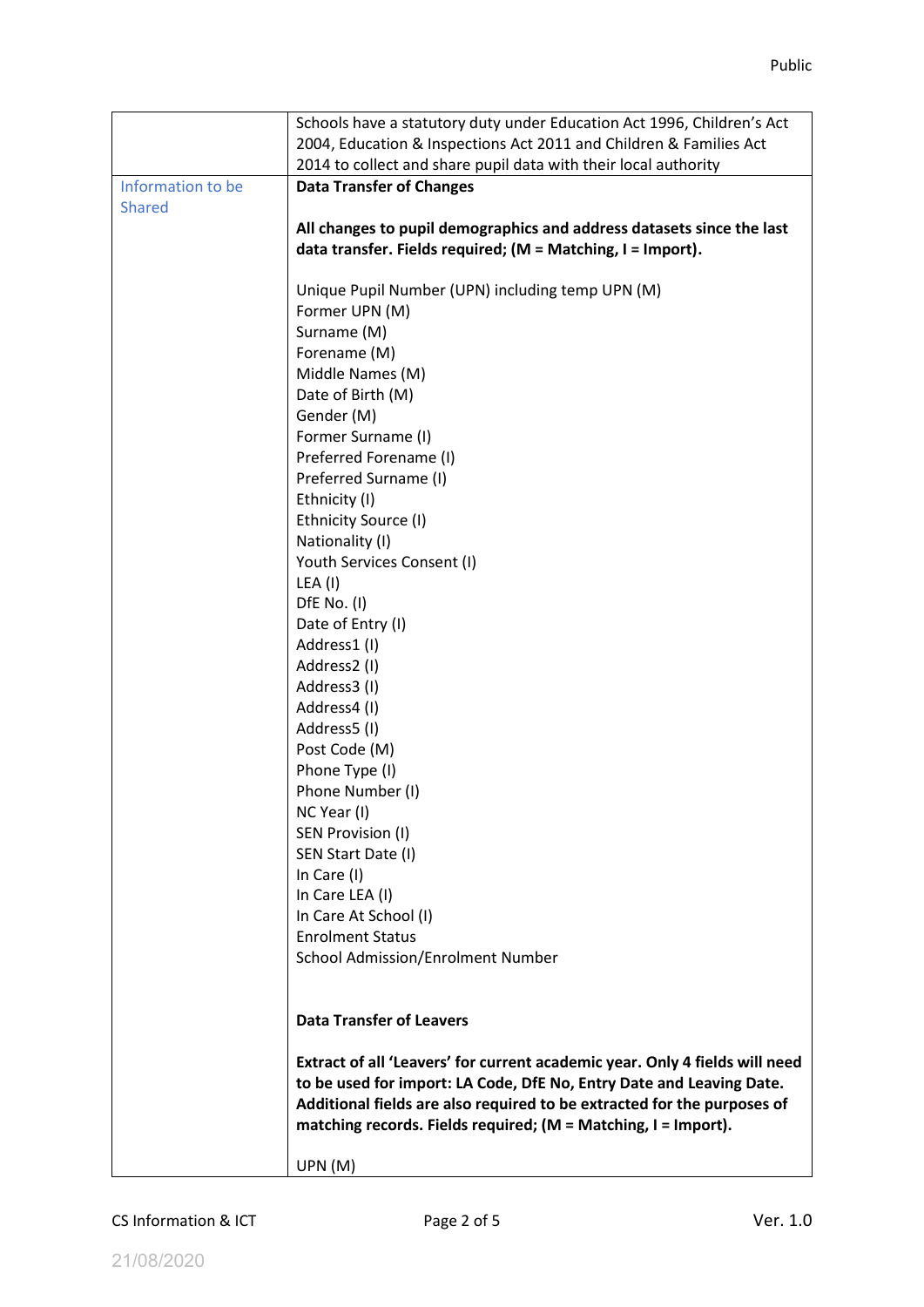|  |  |
|---|---|
|  | Schools have a statutory duty under Education Act 1996, Children's Act 2004, Education & Inspections Act 2011 and Children & Families Act 2014 to collect and share pupil data with their local authority |
| Information to be Shared | **Data Transfer of Changes**<br><br>**All changes to pupil demographics and address datasets since the last data transfer. Fields required; (M = Matching, I = Import).**<br><br>Unique Pupil Number (UPN) including temp UPN (M)<br>Former UPN (M)<br>Surname (M)<br>Forename (M)<br>Middle Names (M)<br>Date of Birth (M)<br>Gender (M)<br>Former Surname (I)<br>Preferred Forename (I)<br>Preferred Surname (I)<br>Ethnicity (I)<br>Ethnicity Source (I)<br>Nationality (I)<br>Youth Services Consent (I)<br>LEA (I)<br>DfE No. (I)<br>Date of Entry (I)<br>Address1 (I)<br>Address2 (I)<br>Address3 (I)<br>Address4 (I)<br>Address5 (I)<br>Post Code (M)<br>Phone Type (I)<br>Phone Number (I)<br>NC Year (I)<br>SEN Provision (I)<br>SEN Start Date (I)<br>In Care (I)<br>In Care LEA (I)<br>In Care At School (I)<br>Enrolment Status<br>School Admission/Enrolment Number<br><br>**Data Transfer of Leavers**<br><br>**Extract of all 'Leavers' for current academic year. Only 4 fields will need to be used for import: LA Code, DfE No, Entry Date and Leaving Date. Additional fields are also required to be extracted for the purposes of matching records. Fields required; (M = Matching, I = Import).**<br><br>UPN (M) |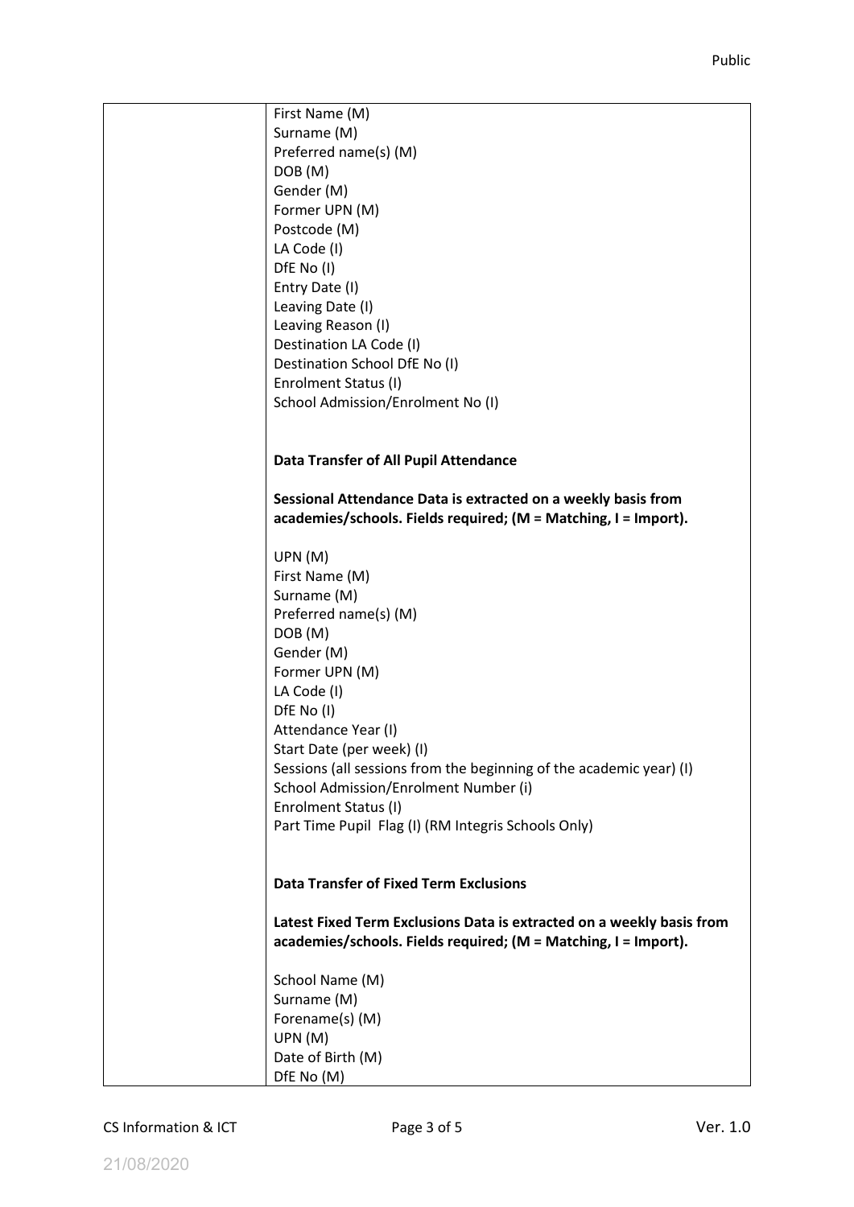| | First Name (M)<br>Surname (M)<br>Preferred name(s) (M)<br>DOB (M)<br>Gender (M)<br>Former UPN (M)<br>Postcode (M)<br>LA Code (I)<br>DfE No (I)<br>Entry Date (I)<br>Leaving Date (I)<br>Leaving Reason (I)<br>Destination LA Code (I)<br>Destination School DfE No (I)<br>Enrolment Status (I)<br>School Admission/Enrolment No (I)<br><br>**Data Transfer of All Pupil Attendance**<br><br>**Sessional Attendance Data is extracted on a weekly basis from academies/schools. Fields required; (M = Matching, I = Import).**<br><br>UPN (M)<br>First Name (M)<br>Surname (M)<br>Preferred name(s) (M)<br>DOB (M)<br>Gender (M)<br>Former UPN (M)<br>LA Code (I)<br>DfE No (I)<br>Attendance Year (I)<br>Start Date (per week) (I)<br>Sessions (all sessions from the beginning of the academic year) (I)<br>School Admission/Enrolment Number (i)<br>Enrolment Status (I)<br>Part Time Pupil Flag (I) (RM Integris Schools Only)<br><br>**Data Transfer of Fixed Term Exclusions**<br><br>**Latest Fixed Term Exclusions Data is extracted on a weekly basis from academies/schools. Fields required; (M = Matching, I = Import).**<br><br>School Name (M)<br>Surname (M)<br>Forename(s) (M)<br>UPN (M)<br>Date of Birth (M)<br>DfE No (M) |
|---|---|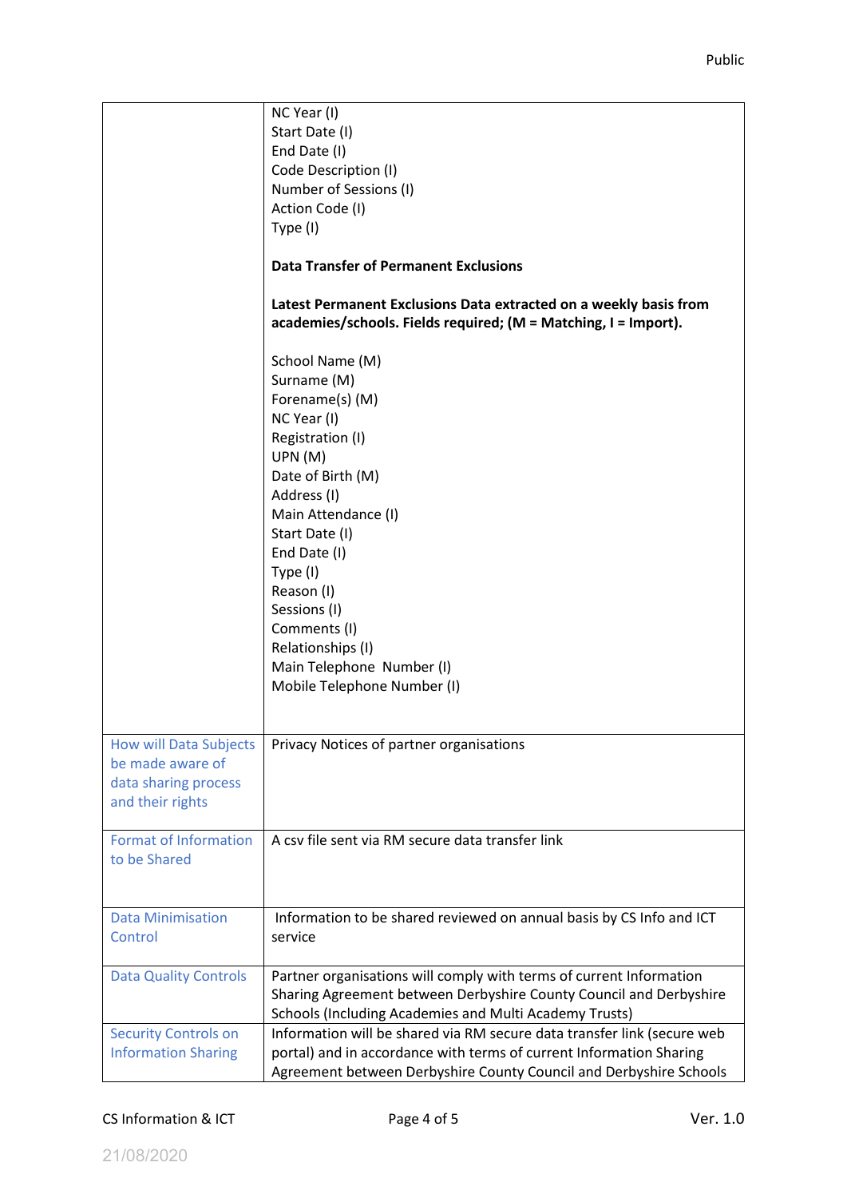| | |
|---|---|
| | NC Year (I)<br>Start Date (I)<br>End Date (I)<br>Code Description (I)<br>Number of Sessions (I)<br>Action Code (I)<br>Type (I)<br><br>**Data Transfer of Permanent Exclusions**<br><br>**Latest Permanent Exclusions Data extracted on a weekly basis from academies/schools. Fields required; (M = Matching, I = Import).**<br><br>School Name (M)<br>Surname (M)<br>Forename(s) (M)<br>NC Year (I)<br>Registration (I)<br>UPN (M)<br>Date of Birth (M)<br>Address (I)<br>Main Attendance (I)<br>Start Date (I)<br>End Date (I)<br>Type (I)<br>Reason (I)<br>Sessions (I)<br>Comments (I)<br>Relationships (I)<br>Main Telephone Number (I)<br>Mobile Telephone Number (I) |
| How will Data Subjects be made aware of data sharing process and their rights | Privacy Notices of partner organisations |
| Format of Information to be Shared | A csv file sent via RM secure data transfer link |
| Data Minimisation Control | Information to be shared reviewed on annual basis by CS Info and ICT service |
| Data Quality Controls | Partner organisations will comply with terms of current Information Sharing Agreement between Derbyshire County Council and Derbyshire Schools (Including Academies and Multi Academy Trusts) |
| Security Controls on Information Sharing | Information will be shared via RM secure data transfer link (secure web portal) and in accordance with terms of current Information Sharing Agreement between Derbyshire County Council and Derbyshire Schools |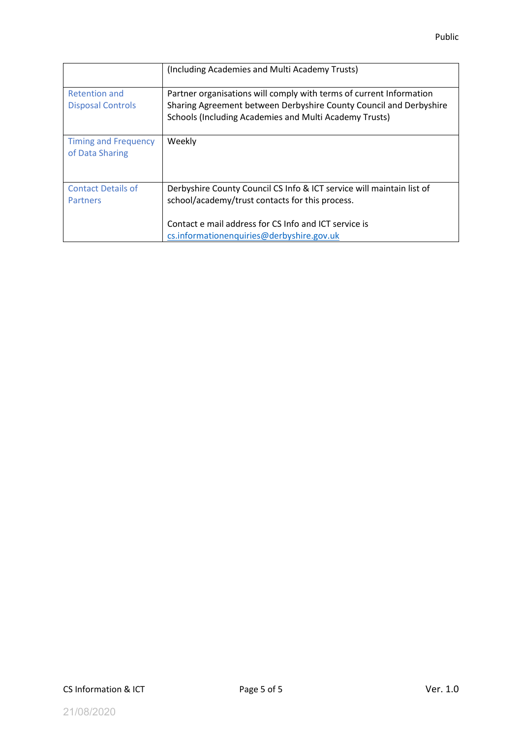| | |
|---|---|
| | (Including Academies and Multi Academy Trusts) |
| Retention and Disposal Controls | Partner organisations will comply with terms of current Information Sharing Agreement between Derbyshire County Council and Derbyshire Schools (Including Academies and Multi Academy Trusts) |
| Timing and Frequency of Data Sharing | Weekly |
| Contact Details of Partners | Derbyshire County Council CS Info & ICT service will maintain list of school/academy/trust contacts for this process.<br><br>Contact e mail address for CS Info and ICT service is cs.informationenquiries@derbyshire.gov.uk |